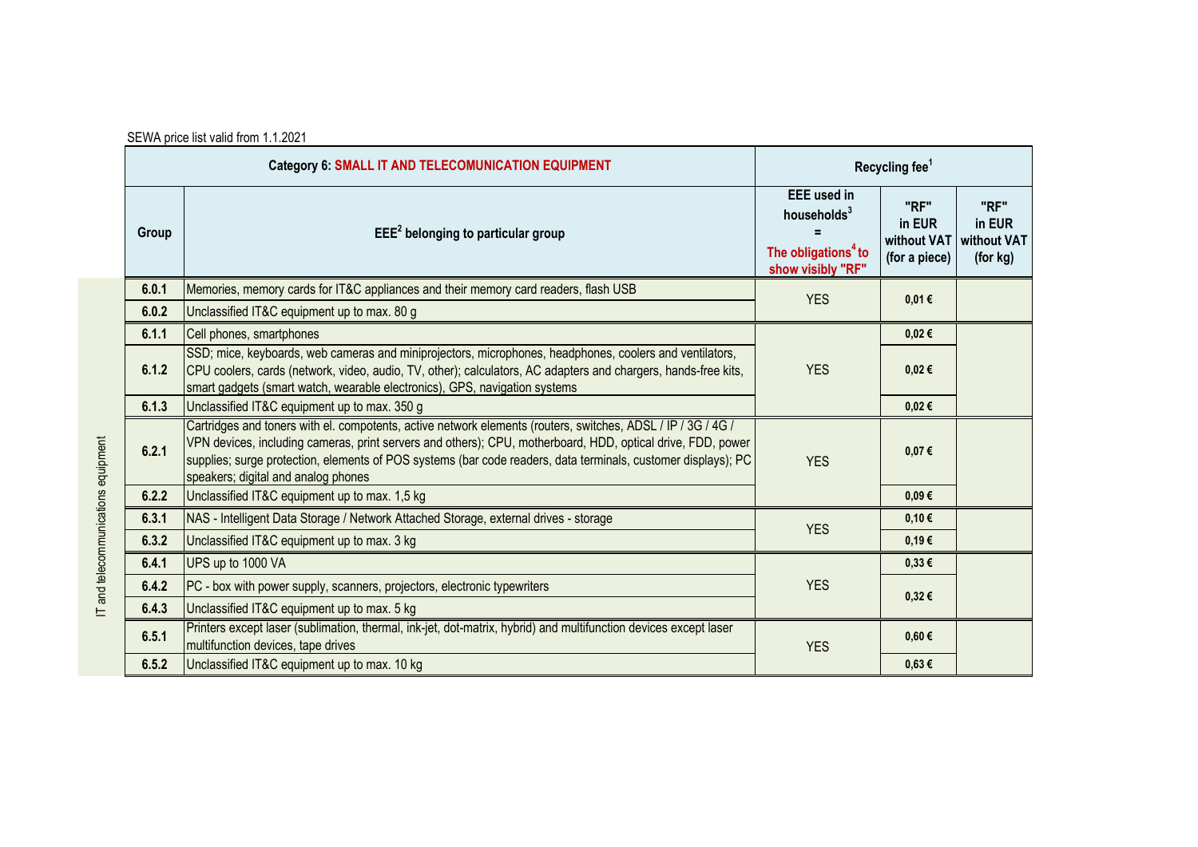SEWA price list valid from 1.1.2021

| | Category 6: SMALL IT AND TELECOMUNICATION EQUIPMENT | | Recycling fee[1] | | |
|---|---|---|---|---|---|
| | Group | EEE[2] belonging to particular group | EEE used in households[3] = The obligations[4] to show visibly "RF" | "RF" in EUR without VAT (for a piece) | "RF" in EUR without VAT (for kg) |
| IT and telecommunications equipment | 6.0.1 | Memories, memory cards for IT&C appliances and their memory card readers, flash USB | YES | 0,01 € | |
| | 6.0.2 | Unclassified IT&C equipment up to max. 80 g | | | |
| | 6.1.1 | Cell phones, smartphones | YES | 0,02 € | |
| | 6.1.2 | SSD; mice, keyboards, web cameras and miniprojectors, microphones, headphones, coolers and ventilators, CPU coolers, cards (network, video, audio, TV, other); calculators, AC adapters and chargers, hands-free kits, smart gadgets (smart watch, wearable electronics), GPS, navigation systems | | 0,02 € | |
| | 6.1.3 | Unclassified IT&C equipment up to max. 350 g | | 0,02 € | |
| | 6.2.1 | Cartridges and toners with el. compotents, active network elements (routers, switches, ADSL / IP / 3G / 4G / VPN devices, including cameras, print servers and others); CPU, motherboard, HDD, optical drive, FDD, power supplies; surge protection, elements of POS systems (bar code readers, data terminals, customer displays); PC speakers; digital and analog phones | YES | 0,07 € | |
| | 6.2.2 | Unclassified IT&C equipment up to max. 1,5 kg | | 0,09 € | |
| | 6.3.1 | NAS - Intelligent Data Storage / Network Attached Storage, external drives - storage | YES | 0,10 € | |
| | 6.3.2 | Unclassified IT&C equipment up to max. 3 kg | | 0,19 € | |
| | 6.4.1 | UPS up to 1000 VA | YES | 0,33 € | |
| | 6.4.2 | PC - box with power supply, scanners, projectors, electronic typewriters | | 0,32 € | |
| | 6.4.3 | Unclassified IT&C equipment up to max. 5 kg | | | |
| | 6.5.1 | Printers except laser (sublimation, thermal, ink-jet, dot-matrix, hybrid) and multifunction devices except laser multifunction devices, tape drives | YES | 0,60 € | |
| | 6.5.2 | Unclassified IT&C equipment up to max. 10 kg | | 0,63 € | |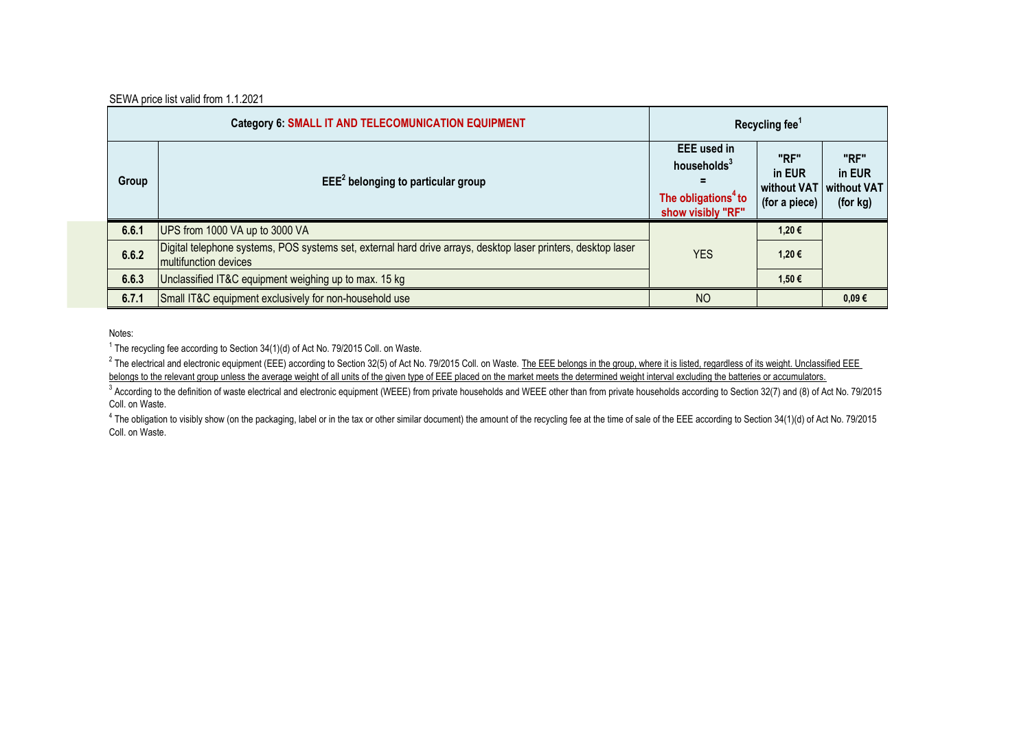SEWA price list valid from 1.1.2021

| Category 6: SMALL IT AND TELECOMUNICATION EQUIPMENT | | Recycling fee[1] | | |
|---|---|---|---|---|
| Group | EEE[2] belonging to particular group | EEE used in households[3] = The obligations[4] to show visibly "RF" | "RF" in EUR without VAT (for a piece) | "RF" in EUR without VAT (for kg) |
| 6.6.1 | UPS from 1000 VA up to 3000 VA | YES | 1,20 € | |
| 6.6.2 | Digital telephone systems, POS systems set, external hard drive arrays, desktop laser printers, desktop laser multifunction devices | | 1,20 € | |
| 6.6.3 | Unclassified IT&C equipment weighing up to max. 15 kg | | 1,50 € | |
| 6.7.1 | Small IT&C equipment exclusively for non-household use | NO | | 0,09 € |

Notes:

[1] The recycling fee according to Section 34(1)(d) of Act No. 79/2015 Coll. on Waste.

[2] The electrical and electronic equipment (EEE) according to Section 32(5) of Act No. 79/2015 Coll. on Waste. The EEE belongs in the group, where it is listed, regardless of its weight. Unclassified EEE belongs to the relevant group unless the average weight of all units of the given type of EEE placed on the market meets the determined weight interval excluding the batteries or accumulators.

[3] According to the definition of waste electrical and electronic equipment (WEEE) from private households and WEEE other than from private households according to Section 32(7) and (8) of Act No. 79/2015 Coll. on Waste.

[4] The obligation to visibly show (on the packaging, label or in the tax or other similar document) the amount of the recycling fee at the time of sale of the EEE according to Section 34(1)(d) of Act No. 79/2015 Coll. on Waste.